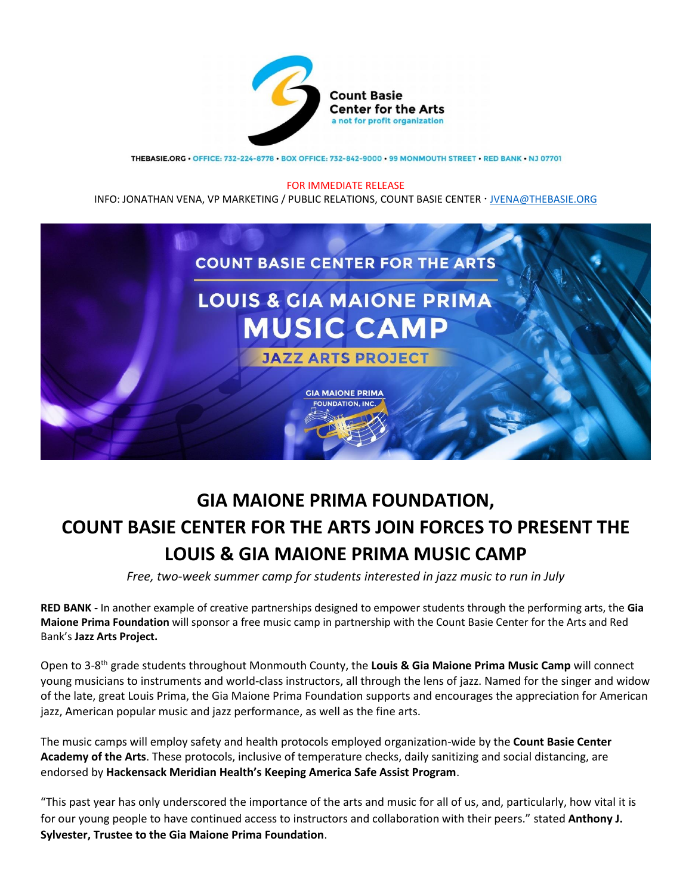Count Basie Center for the Arts
a not for profit organization

THEBASIE.ORG • OFFICE: 732-224-8778 • BOX OFFICE: 732-842-9000 • 99 MONMOUTH STREET • RED BANK • NJ 07701

FOR IMMEDIATE RELEASE

INFO: JONATHAN VENA, VP MARKETING / PUBLIC RELATIONS, COUNT BASIE CENTER · JVENA@THEBASIE.ORG

COUNT BASIE CENTER FOR THE ARTS

LOUIS & GIA MAIONE PRIMA MUSIC CAMP

JAZZ ARTS PROJECT

GIA MAIONE PRIMA FOUNDATION, INC.

# GIA MAIONE PRIMA FOUNDATION, COUNT BASIE CENTER FOR THE ARTS JOIN FORCES TO PRESENT THE LOUIS & GIA MAIONE PRIMA MUSIC CAMP

*Free, two-week summer camp for students interested in jazz music to run in July*

**RED BANK -** In another example of creative partnerships designed to empower students through the performing arts, the **Gia Maione Prima Foundation** will sponsor a free music camp in partnership with the Count Basie Center for the Arts and Red Bank's **Jazz Arts Project.**

Open to 3-8th grade students throughout Monmouth County, the **Louis & Gia Maione Prima Music Camp** will connect young musicians to instruments and world-class instructors, all through the lens of jazz. Named for the singer and widow of the late, great Louis Prima, the Gia Maione Prima Foundation supports and encourages the appreciation for American jazz, American popular music and jazz performance, as well as the fine arts.

The music camps will employ safety and health protocols employed organization-wide by the **Count Basie Center Academy of the Arts**. These protocols, inclusive of temperature checks, daily sanitizing and social distancing, are endorsed by **Hackensack Meridian Health's Keeping America Safe Assist Program**.

"This past year has only underscored the importance of the arts and music for all of us, and, particularly, how vital it is for our young people to have continued access to instructors and collaboration with their peers." stated **Anthony J. Sylvester, Trustee to the Gia Maione Prima Foundation**.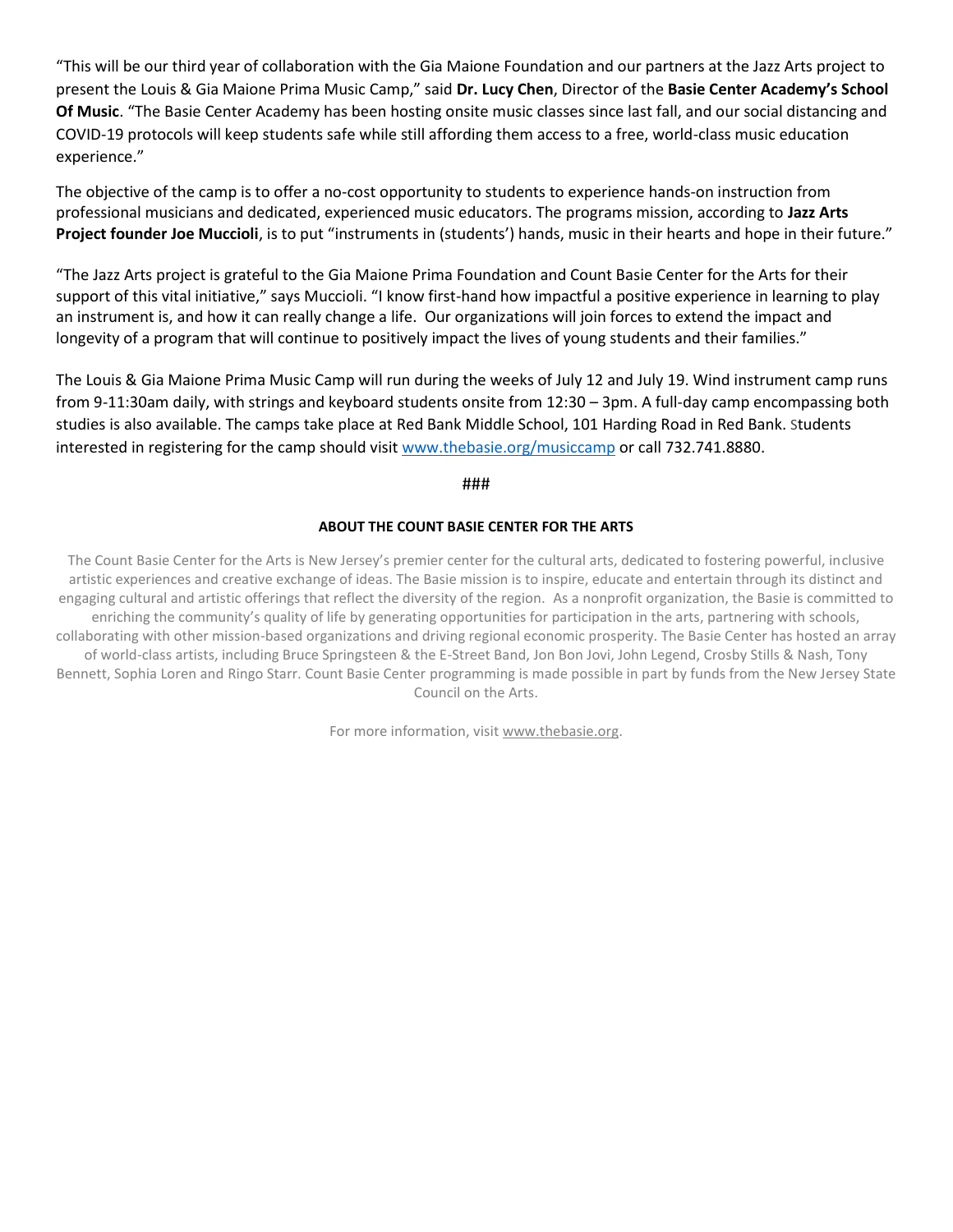"This will be our third year of collaboration with the Gia Maione Foundation and our partners at the Jazz Arts project to present the Louis & Gia Maione Prima Music Camp," said **Dr. Lucy Chen**, Director of the **Basie Center Academy's School Of Music**. "The Basie Center Academy has been hosting onsite music classes since last fall, and our social distancing and COVID-19 protocols will keep students safe while still affording them access to a free, world-class music education experience."

The objective of the camp is to offer a no-cost opportunity to students to experience hands-on instruction from professional musicians and dedicated, experienced music educators. The programs mission, according to **Jazz Arts Project founder Joe Muccioli**, is to put "instruments in (students') hands, music in their hearts and hope in their future."

"The Jazz Arts project is grateful to the Gia Maione Prima Foundation and Count Basie Center for the Arts for their support of this vital initiative," says Muccioli. "I know first-hand how impactful a positive experience in learning to play an instrument is, and how it can really change a life. Our organizations will join forces to extend the impact and longevity of a program that will continue to positively impact the lives of young students and their families."

The Louis & Gia Maione Prima Music Camp will run during the weeks of July 12 and July 19. Wind instrument camp runs from 9-11:30am daily, with strings and keyboard students onsite from 12:30 – 3pm. A full-day camp encompassing both studies is also available. The camps take place at Red Bank Middle School, 101 Harding Road in Red Bank. Students interested in registering for the camp should visit [www.thebasie.org/musiccamp](www.thebasie.org/musiccamp) or call 732.741.8880.

###

**ABOUT THE COUNT BASIE CENTER FOR THE ARTS**

The Count Basie Center for the Arts is New Jersey's premier center for the cultural arts, dedicated to fostering powerful, inclusive artistic experiences and creative exchange of ideas. The Basie mission is to inspire, educate and entertain through its distinct and engaging cultural and artistic offerings that reflect the diversity of the region. As a nonprofit organization, the Basie is committed to enriching the community's quality of life by generating opportunities for participation in the arts, partnering with schools, collaborating with other mission-based organizations and driving regional economic prosperity. The Basie Center has hosted an array of world-class artists, including Bruce Springsteen & the E-Street Band, Jon Bon Jovi, John Legend, Crosby Stills & Nash, Tony Bennett, Sophia Loren and Ringo Starr. Count Basie Center programming is made possible in part by funds from the New Jersey State Council on the Arts.

For more information, visit [www.thebasie.org](www.thebasie.org).